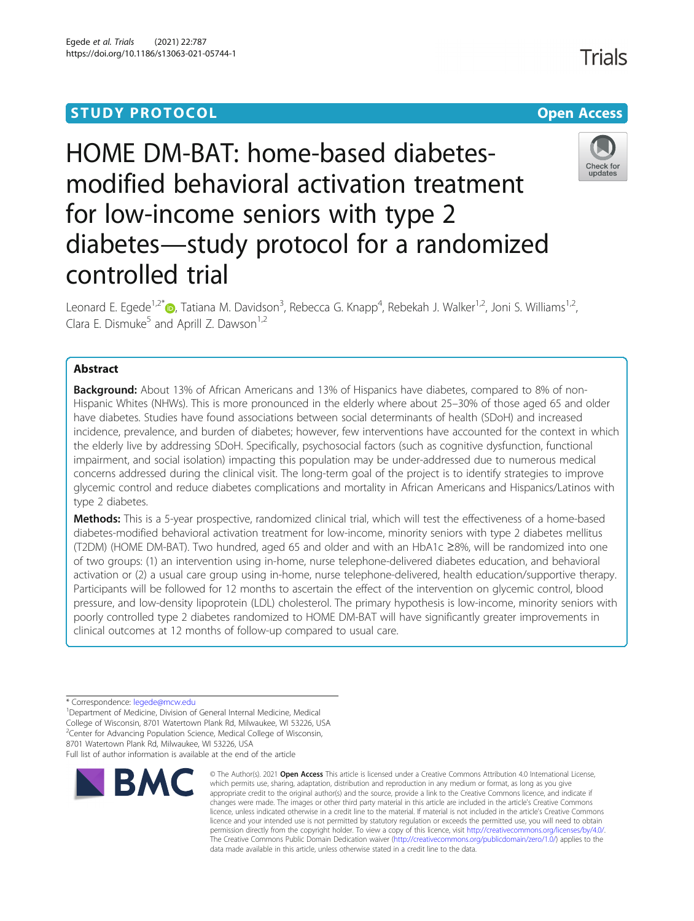STUDY PROTOCOL

Open Access

# HOME DM-BAT: home-based diabetes-modified behavioral activation treatment for low-income seniors with type 2 diabetes—study protocol for a randomized controlled trial

Leonard E. Egede[1,2*], Tatiana M. Davidson[3], Rebecca G. Knapp[4], Rebekah J. Walker[1,2], Joni S. Williams[1,2], Clara E. Dismuke[5] and Aprill Z. Dawson[1,2]

## Abstract

**Background:** About 13% of African Americans and 13% of Hispanics have diabetes, compared to 8% of non-Hispanic Whites (NHWs). This is more pronounced in the elderly where about 25–30% of those aged 65 and older have diabetes. Studies have found associations between social determinants of health (SDoH) and increased incidence, prevalence, and burden of diabetes; however, few interventions have accounted for the context in which the elderly live by addressing SDoH. Specifically, psychosocial factors (such as cognitive dysfunction, functional impairment, and social isolation) impacting this population may be under-addressed due to numerous medical concerns addressed during the clinical visit. The long-term goal of the project is to identify strategies to improve glycemic control and reduce diabetes complications and mortality in African Americans and Hispanics/Latinos with type 2 diabetes.

**Methods:** This is a 5-year prospective, randomized clinical trial, which will test the effectiveness of a home-based diabetes-modified behavioral activation treatment for low-income, minority seniors with type 2 diabetes mellitus (T2DM) (HOME DM-BAT). Two hundred, aged 65 and older and with an HbA1c ≥8%, will be randomized into one of two groups: (1) an intervention using in-home, nurse telephone-delivered diabetes education, and behavioral activation or (2) a usual care group using in-home, nurse telephone-delivered, health education/supportive therapy. Participants will be followed for 12 months to ascertain the effect of the intervention on glycemic control, blood pressure, and low-density lipoprotein (LDL) cholesterol. The primary hypothesis is low-income, minority seniors with poorly controlled type 2 diabetes randomized to HOME DM-BAT will have significantly greater improvements in clinical outcomes at 12 months of follow-up compared to usual care.

\* Correspondence: legede@mcw.edu
[1]Department of Medicine, Division of General Internal Medicine, Medical College of Wisconsin, 8701 Watertown Plank Rd, Milwaukee, WI 53226, USA
[2]Center for Advancing Population Science, Medical College of Wisconsin, 8701 Watertown Plank Rd, Milwaukee, WI 53226, USA
Full list of author information is available at the end of the article

© The Author(s). 2021 **Open Access** This article is licensed under a Creative Commons Attribution 4.0 International License, which permits use, sharing, adaptation, distribution and reproduction in any medium or format, as long as you give appropriate credit to the original author(s) and the source, provide a link to the Creative Commons licence, and indicate if changes were made. The images or other third party material in this article are included in the article's Creative Commons licence, unless indicated otherwise in a credit line to the material. If material is not included in the article's Creative Commons licence and your intended use is not permitted by statutory regulation or exceeds the permitted use, you will need to obtain permission directly from the copyright holder. To view a copy of this licence, visit http://creativecommons.org/licenses/by/4.0/. The Creative Commons Public Domain Dedication waiver (http://creativecommons.org/publicdomain/zero/1.0/) applies to the data made available in this article, unless otherwise stated in a credit line to the data.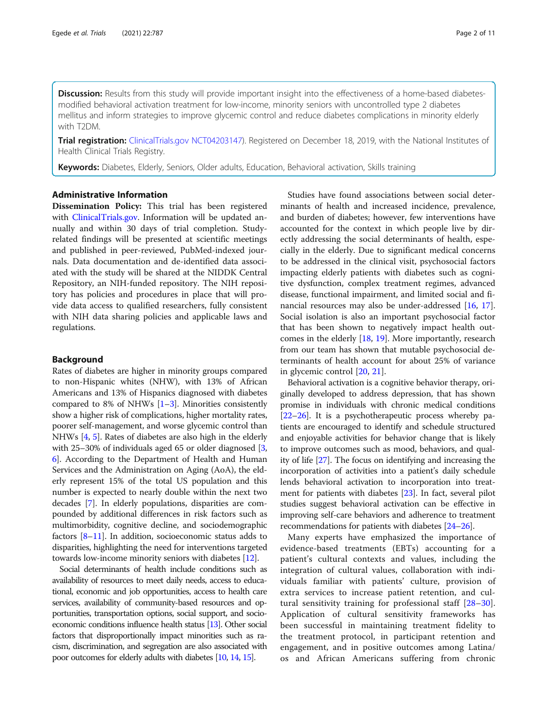**Discussion:** Results from this study will provide important insight into the effectiveness of a home-based diabetes-modified behavioral activation treatment for low-income, minority seniors with uncontrolled type 2 diabetes mellitus and inform strategies to improve glycemic control and reduce diabetes complications in minority elderly with T2DM.

**Trial registration:** ClinicalTrials.gov NCT04203147). Registered on December 18, 2019, with the National Institutes of Health Clinical Trials Registry.

**Keywords:** Diabetes, Elderly, Seniors, Older adults, Education, Behavioral activation, Skills training

## Administrative Information

**Dissemination Policy:** This trial has been registered with ClinicalTrials.gov. Information will be updated annually and within 30 days of trial completion. Study-related findings will be presented at scientific meetings and published in peer-reviewed, PubMed-indexed journals. Data documentation and de-identified data associated with the study will be shared at the NIDDK Central Repository, an NIH-funded repository. The NIH repository has policies and procedures in place that will provide data access to qualified researchers, fully consistent with NIH data sharing policies and applicable laws and regulations.

## Background

Rates of diabetes are higher in minority groups compared to non-Hispanic whites (NHW), with 13% of African Americans and 13% of Hispanics diagnosed with diabetes compared to 8% of NHWs [1–3]. Minorities consistently show a higher risk of complications, higher mortality rates, poorer self-management, and worse glycemic control than NHWs [4, 5]. Rates of diabetes are also high in the elderly with 25–30% of individuals aged 65 or older diagnosed [3, 6]. According to the Department of Health and Human Services and the Administration on Aging (AoA), the elderly represent 15% of the total US population and this number is expected to nearly double within the next two decades [7]. In elderly populations, disparities are compounded by additional differences in risk factors such as multimorbidity, cognitive decline, and sociodemographic factors [8–11]. In addition, socioeconomic status adds to disparities, highlighting the need for interventions targeted towards low-income minority seniors with diabetes [12].

Social determinants of health include conditions such as availability of resources to meet daily needs, access to educational, economic and job opportunities, access to health care services, availability of community-based resources and opportunities, transportation options, social support, and socioeconomic conditions influence health status [13]. Other social factors that disproportionally impact minorities such as racism, discrimination, and segregation are also associated with poor outcomes for elderly adults with diabetes [10, 14, 15].

Studies have found associations between social determinants of health and increased incidence, prevalence, and burden of diabetes; however, few interventions have accounted for the context in which people live by directly addressing the social determinants of health, especially in the elderly. Due to significant medical concerns to be addressed in the clinical visit, psychosocial factors impacting elderly patients with diabetes such as cognitive dysfunction, complex treatment regimes, advanced disease, functional impairment, and limited social and financial resources may also be under-addressed [16, 17]. Social isolation is also an important psychosocial factor that has been shown to negatively impact health outcomes in the elderly [18, 19]. More importantly, research from our team has shown that mutable psychosocial determinants of health account for about 25% of variance in glycemic control [20, 21].

Behavioral activation is a cognitive behavior therapy, originally developed to address depression, that has shown promise in individuals with chronic medical conditions [22–26]. It is a psychotherapeutic process whereby patients are encouraged to identify and schedule structured and enjoyable activities for behavior change that is likely to improve outcomes such as mood, behaviors, and quality of life [27]. The focus on identifying and increasing the incorporation of activities into a patient's daily schedule lends behavioral activation to incorporation into treatment for patients with diabetes [23]. In fact, several pilot studies suggest behavioral activation can be effective in improving self-care behaviors and adherence to treatment recommendations for patients with diabetes [24–26].

Many experts have emphasized the importance of evidence-based treatments (EBTs) accounting for a patient's cultural contexts and values, including the integration of cultural values, collaboration with individuals familiar with patients' culture, provision of extra services to increase patient retention, and cultural sensitivity training for professional staff [28–30]. Application of cultural sensitivity frameworks has been successful in maintaining treatment fidelity to the treatment protocol, in participant retention and engagement, and in positive outcomes among Latina/os and African Americans suffering from chronic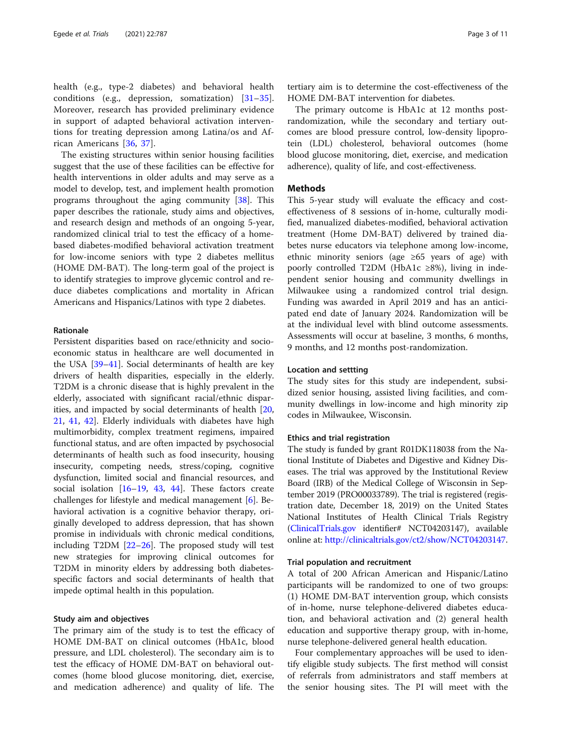health (e.g., type-2 diabetes) and behavioral health conditions (e.g., depression, somatization) [31–35]. Moreover, research has provided preliminary evidence in support of adapted behavioral activation interventions for treating depression among Latina/os and African Americans [36, 37].

The existing structures within senior housing facilities suggest that the use of these facilities can be effective for health interventions in older adults and may serve as a model to develop, test, and implement health promotion programs throughout the aging community [38]. This paper describes the rationale, study aims and objectives, and research design and methods of an ongoing 5-year, randomized clinical trial to test the efficacy of a home-based diabetes-modified behavioral activation treatment for low-income seniors with type 2 diabetes mellitus (HOME DM-BAT). The long-term goal of the project is to identify strategies to improve glycemic control and reduce diabetes complications and mortality in African Americans and Hispanics/Latinos with type 2 diabetes.

### Rationale

Persistent disparities based on race/ethnicity and socioeconomic status in healthcare are well documented in the USA [39–41]. Social determinants of health are key drivers of health disparities, especially in the elderly. T2DM is a chronic disease that is highly prevalent in the elderly, associated with significant racial/ethnic disparities, and impacted by social determinants of health [20, 21, 41, 42]. Elderly individuals with diabetes have high multimorbidity, complex treatment regimens, impaired functional status, and are often impacted by psychosocial determinants of health such as food insecurity, housing insecurity, competing needs, stress/coping, cognitive dysfunction, limited social and financial resources, and social isolation [16–19, 43, 44]. These factors create challenges for lifestyle and medical management [6]. Behavioral activation is a cognitive behavior therapy, originally developed to address depression, that has shown promise in individuals with chronic medical conditions, including T2DM [22–26]. The proposed study will test new strategies for improving clinical outcomes for T2DM in minority elders by addressing both diabetes-specific factors and social determinants of health that impede optimal health in this population.

### Study aim and objectives

The primary aim of the study is to test the efficacy of HOME DM-BAT on clinical outcomes (HbA1c, blood pressure, and LDL cholesterol). The secondary aim is to test the efficacy of HOME DM-BAT on behavioral outcomes (home blood glucose monitoring, diet, exercise, and medication adherence) and quality of life. The tertiary aim is to determine the cost-effectiveness of the HOME DM-BAT intervention for diabetes.

The primary outcome is HbA1c at 12 months post-randomization, while the secondary and tertiary outcomes are blood pressure control, low-density lipoprotein (LDL) cholesterol, behavioral outcomes (home blood glucose monitoring, diet, exercise, and medication adherence), quality of life, and cost-effectiveness.

## Methods

This 5-year study will evaluate the efficacy and cost-effectiveness of 8 sessions of in-home, culturally modified, manualized diabetes-modified, behavioral activation treatment (Home DM-BAT) delivered by trained diabetes nurse educators via telephone among low-income, ethnic minority seniors (age ≥65 years of age) with poorly controlled T2DM (HbA1c ≥8%), living in independent senior housing and community dwellings in Milwaukee using a randomized control trial design. Funding was awarded in April 2019 and has an anticipated end date of January 2024. Randomization will be at the individual level with blind outcome assessments. Assessments will occur at baseline, 3 months, 6 months, 9 months, and 12 months post-randomization.

### Location and settting

The study sites for this study are independent, subsidized senior housing, assisted living facilities, and community dwellings in low-income and high minority zip codes in Milwaukee, Wisconsin.

### Ethics and trial registration

The study is funded by grant R01DK118038 from the National Institute of Diabetes and Digestive and Kidney Diseases. The trial was approved by the Institutional Review Board (IRB) of the Medical College of Wisconsin in September 2019 (PRO00033789). The trial is registered (registration date, December 18, 2019) on the United States National Institutes of Health Clinical Trials Registry (ClinicalTrials.gov identifier# NCT04203147), available online at: http://clinicaltrials.gov/ct2/show/NCT04203147.

### Trial population and recruitment

A total of 200 African American and Hispanic/Latino participants will be randomized to one of two groups: (1) HOME DM-BAT intervention group, which consists of in-home, nurse telephone-delivered diabetes education, and behavioral activation and (2) general health education and supportive therapy group, with in-home, nurse telephone-delivered general health education.

Four complementary approaches will be used to identify eligible study subjects. The first method will consist of referrals from administrators and staff members at the senior housing sites. The PI will meet with the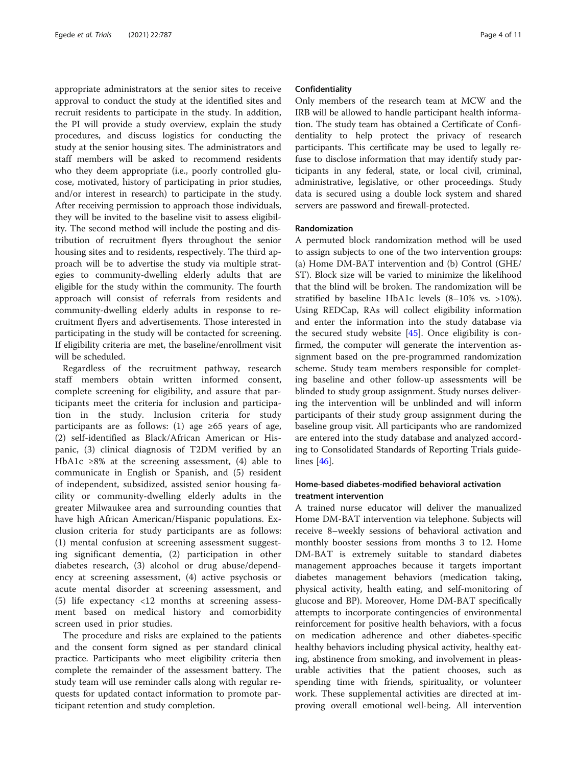appropriate administrators at the senior sites to receive approval to conduct the study at the identified sites and recruit residents to participate in the study. In addition, the PI will provide a study overview, explain the study procedures, and discuss logistics for conducting the study at the senior housing sites. The administrators and staff members will be asked to recommend residents who they deem appropriate (i.e., poorly controlled glucose, motivated, history of participating in prior studies, and/or interest in research) to participate in the study. After receiving permission to approach those individuals, they will be invited to the baseline visit to assess eligibility. The second method will include the posting and distribution of recruitment flyers throughout the senior housing sites and to residents, respectively. The third approach will be to advertise the study via multiple strategies to community-dwelling elderly adults that are eligible for the study within the community. The fourth approach will consist of referrals from residents and community-dwelling elderly adults in response to recruitment flyers and advertisements. Those interested in participating in the study will be contacted for screening. If eligibility criteria are met, the baseline/enrollment visit will be scheduled.

Regardless of the recruitment pathway, research staff members obtain written informed consent, complete screening for eligibility, and assure that participants meet the criteria for inclusion and participation in the study. Inclusion criteria for study participants are as follows: (1) age ≥65 years of age, (2) self-identified as Black/African American or Hispanic, (3) clinical diagnosis of T2DM verified by an HbA1c ≥8% at the screening assessment, (4) able to communicate in English or Spanish, and (5) resident of independent, subsidized, assisted senior housing facility or community-dwelling elderly adults in the greater Milwaukee area and surrounding counties that have high African American/Hispanic populations. Exclusion criteria for study participants are as follows: (1) mental confusion at screening assessment suggesting significant dementia, (2) participation in other diabetes research, (3) alcohol or drug abuse/dependency at screening assessment, (4) active psychosis or acute mental disorder at screening assessment, and (5) life expectancy <12 months at screening assessment based on medical history and comorbidity screen used in prior studies.

The procedure and risks are explained to the patients and the consent form signed as per standard clinical practice. Participants who meet eligibility criteria then complete the remainder of the assessment battery. The study team will use reminder calls along with regular requests for updated contact information to promote participant retention and study completion.

### Confidentiality

Only members of the research team at MCW and the IRB will be allowed to handle participant health information. The study team has obtained a Certificate of Confidentiality to help protect the privacy of research participants. This certificate may be used to legally refuse to disclose information that may identify study participants in any federal, state, or local civil, criminal, administrative, legislative, or other proceedings. Study data is secured using a double lock system and shared servers are password and firewall-protected.

### Randomization

A permuted block randomization method will be used to assign subjects to one of the two intervention groups: (a) Home DM-BAT intervention and (b) Control (GHE/ST). Block size will be varied to minimize the likelihood that the blind will be broken. The randomization will be stratified by baseline HbA1c levels (8–10% vs. >10%). Using REDCap, RAs will collect eligibility information and enter the information into the study database via the secured study website [45]. Once eligibility is confirmed, the computer will generate the intervention assignment based on the pre-programmed randomization scheme. Study team members responsible for completing baseline and other follow-up assessments will be blinded to study group assignment. Study nurses delivering the intervention will be unblinded and will inform participants of their study group assignment during the baseline group visit. All participants who are randomized are entered into the study database and analyzed according to Consolidated Standards of Reporting Trials guidelines [46].

### Home-based diabetes-modified behavioral activation treatment intervention

A trained nurse educator will deliver the manualized Home DM-BAT intervention via telephone. Subjects will receive 8–weekly sessions of behavioral activation and monthly booster sessions from months 3 to 12. Home DM-BAT is extremely suitable to standard diabetes management approaches because it targets important diabetes management behaviors (medication taking, physical activity, health eating, and self-monitoring of glucose and BP). Moreover, Home DM-BAT specifically attempts to incorporate contingencies of environmental reinforcement for positive health behaviors, with a focus on medication adherence and other diabetes-specific healthy behaviors including physical activity, healthy eating, abstinence from smoking, and involvement in pleasurable activities that the patient chooses, such as spending time with friends, spirituality, or volunteer work. These supplemental activities are directed at improving overall emotional well-being. All intervention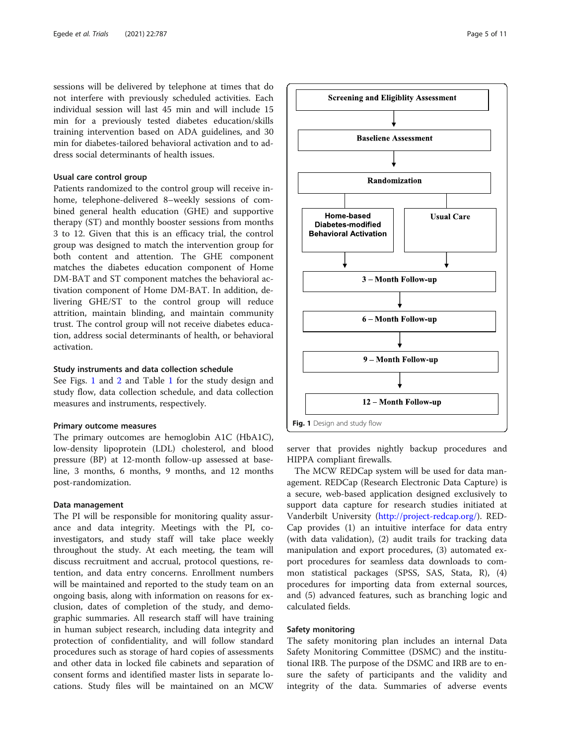sessions will be delivered by telephone at times that do not interfere with previously scheduled activities. Each individual session will last 45 min and will include 15 min for a previously tested diabetes education/skills training intervention based on ADA guidelines, and 30 min for diabetes-tailored behavioral activation and to address social determinants of health issues.

### Usual care control group

Patients randomized to the control group will receive in-home, telephone-delivered 8–weekly sessions of combined general health education (GHE) and supportive therapy (ST) and monthly booster sessions from months 3 to 12. Given that this is an efficacy trial, the control group was designed to match the intervention group for both content and attention. The GHE component matches the diabetes education component of Home DM-BAT and ST component matches the behavioral activation component of Home DM-BAT. In addition, delivering GHE/ST to the control group will reduce attrition, maintain blinding, and maintain community trust. The control group will not receive diabetes education, address social determinants of health, or behavioral activation.

### Study instruments and data collection schedule

See Figs. 1 and 2 and Table 1 for the study design and study flow, data collection schedule, and data collection measures and instruments, respectively.

### Primary outcome measures

The primary outcomes are hemoglobin A1C (HbA1C), low-density lipoprotein (LDL) cholesterol, and blood pressure (BP) at 12-month follow-up assessed at baseline, 3 months, 6 months, 9 months, and 12 months post-randomization.

### Data management

The PI will be responsible for monitoring quality assurance and data integrity. Meetings with the PI, co-investigators, and study staff will take place weekly throughout the study. At each meeting, the team will discuss recruitment and accrual, protocol questions, retention, and data entry concerns. Enrollment numbers will be maintained and reported to the study team on an ongoing basis, along with information on reasons for exclusion, dates of completion of the study, and demographic summaries. All research staff will have training in human subject research, including data integrity and protection of confidentiality, and will follow standard procedures such as storage of hard copies of assessments and other data in locked file cabinets and separation of consent forms and identified master lists in separate locations. Study files will be maintained on an MCW server that provides nightly backup procedures and HIPPA compliant firewalls.

Screening and Eligiblity Assessment → Baseliene Assessment → Randomization → Home-based Diabetes-modified Behavioral Activation / Usual Care → 3 – Month Follow-up → 6 – Month Follow-up → 9 – Month Follow-up → 12 – Month Follow-up

**Fig. 1** Design and study flow

The MCW REDCap system will be used for data management. REDCap (Research Electronic Data Capture) is a secure, web-based application designed exclusively to support data capture for research studies initiated at Vanderbilt University (http://project-redcap.org/). REDCap provides (1) an intuitive interface for data entry (with data validation), (2) audit trails for tracking data manipulation and export procedures, (3) automated export procedures for seamless data downloads to common statistical packages (SPSS, SAS, Stata, R), (4) procedures for importing data from external sources, and (5) advanced features, such as branching logic and calculated fields.

### Safety monitoring

The safety monitoring plan includes an internal Data Safety Monitoring Committee (DSMC) and the institutional IRB. The purpose of the DSMC and IRB are to ensure the safety of participants and the validity and integrity of the data. Summaries of adverse events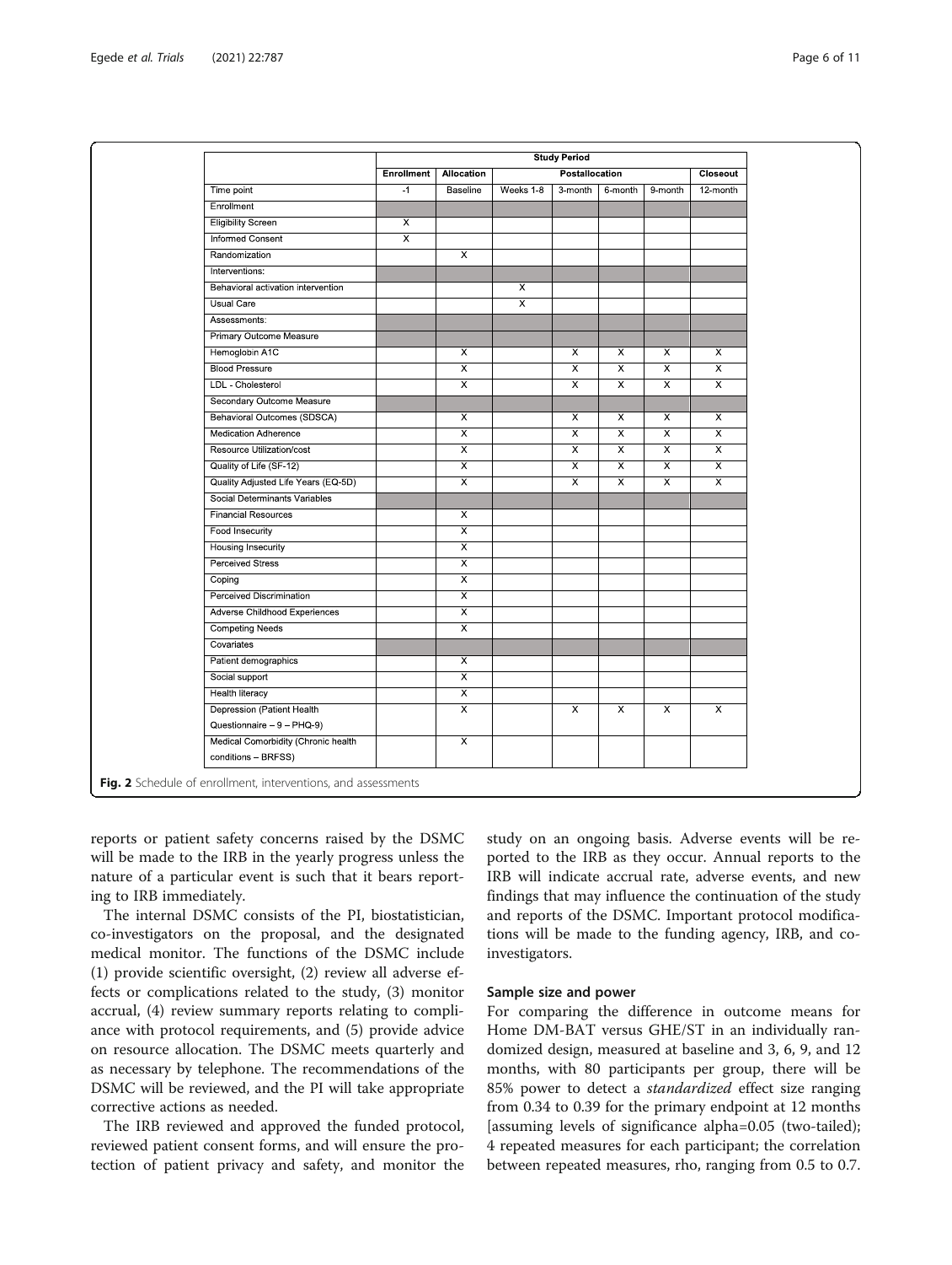| | Study Period | | | | | | |
|---|---|---|---|---|---|---|---|
| | Enrollment | Allocation | Postallocation | | | | Closeout |
| Time point | -1 | Baseline | Weeks 1-8 | 3-month | 6-month | 9-month | 12-month |
| Enrollment | | | | | | | |
| Eligibility Screen | X | | | | | | |
| Informed Consent | X | | | | | | |
| Randomization | | X | | | | | |
| Interventions: | | | | | | | |
| Behavioral activation intervention | | | X | | | | |
| Usual Care | | | X | | | | |
| Assessments: | | | | | | | |
| Primary Outcome Measure | | | | | | | |
| Hemoglobin A1C | | X | | X | X | X | X |
| Blood Pressure | | X | | X | X | X | X |
| LDL - Cholesterol | | X | | X | X | X | X |
| Secondary Outcome Measure | | | | | | | |
| Behavioral Outcomes (SDSCA) | | X | | X | X | X | X |
| Medication Adherence | | X | | X | X | X | X |
| Resource Utilization/cost | | X | | X | X | X | X |
| Quality of Life (SF-12) | | X | | X | X | X | X |
| Quality Adjusted Life Years (EQ-5D) | | X | | X | X | X | X |
| Social Determinants Variables | | | | | | | |
| Financial Resources | | X | | | | | |
| Food Insecurity | | X | | | | | |
| Housing Insecurity | | X | | | | | |
| Perceived Stress | | X | | | | | |
| Coping | | X | | | | | |
| Perceived Discrimination | | X | | | | | |
| Adverse Childhood Experiences | | X | | | | | |
| Competing Needs | | X | | | | | |
| Covariates | | | | | | | |
| Patient demographics | | X | | | | | |
| Social support | | X | | | | | |
| Health literacy | | X | | | | | |
| Depression (Patient Health Questionnaire – 9 – PHQ-9) | | X | | X | X | X | X |
| Medical Comorbidity (Chronic health conditions – BRFSS) | | X | | | | | |

**Fig. 2** Schedule of enrollment, interventions, and assessments

reports or patient safety concerns raised by the DSMC will be made to the IRB in the yearly progress unless the nature of a particular event is such that it bears reporting to IRB immediately.

The internal DSMC consists of the PI, biostatistician, co-investigators on the proposal, and the designated medical monitor. The functions of the DSMC include (1) provide scientific oversight, (2) review all adverse effects or complications related to the study, (3) monitor accrual, (4) review summary reports relating to compliance with protocol requirements, and (5) provide advice on resource allocation. The DSMC meets quarterly and as necessary by telephone. The recommendations of the DSMC will be reviewed, and the PI will take appropriate corrective actions as needed.

The IRB reviewed and approved the funded protocol, reviewed patient consent forms, and will ensure the protection of patient privacy and safety, and monitor the study on an ongoing basis. Adverse events will be reported to the IRB as they occur. Annual reports to the IRB will indicate accrual rate, adverse events, and new findings that may influence the continuation of the study and reports of the DSMC. Important protocol modifications will be made to the funding agency, IRB, and co-investigators.

### Sample size and power

For comparing the difference in outcome means for Home DM-BAT versus GHE/ST in an individually randomized design, measured at baseline and 3, 6, 9, and 12 months, with 80 participants per group, there will be 85% power to detect a *standardized* effect size ranging from 0.34 to 0.39 for the primary endpoint at 12 months [assuming levels of significance alpha=0.05 (two-tailed); 4 repeated measures for each participant; the correlation between repeated measures, rho, ranging from 0.5 to 0.7.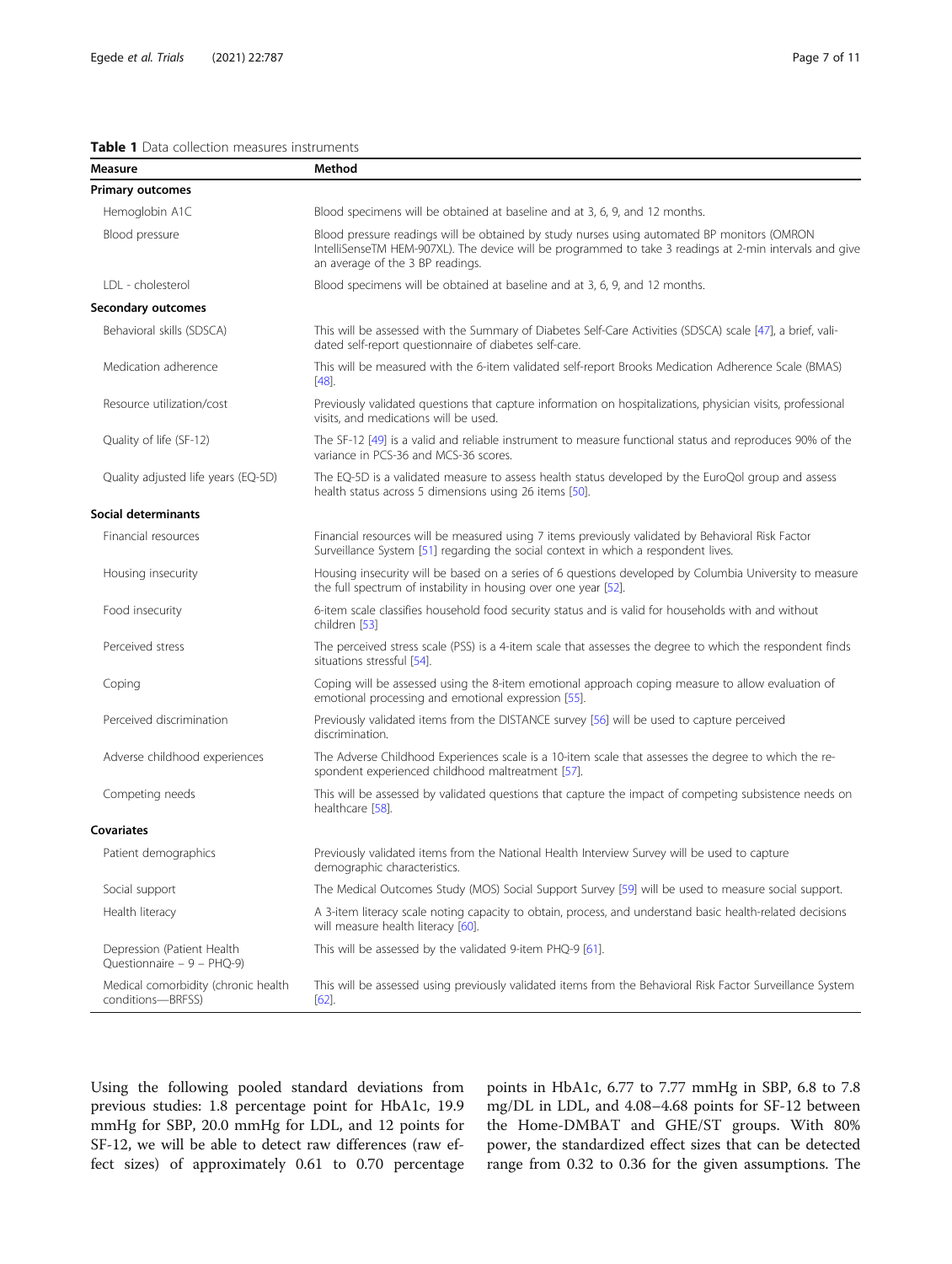**Table 1** Data collection measures instruments

| Measure | Method |
|---|---|
| **Primary outcomes** | |
| Hemoglobin A1C | Blood specimens will be obtained at baseline and at 3, 6, 9, and 12 months. |
| Blood pressure | Blood pressure readings will be obtained by study nurses using automated BP monitors (OMRON IntelliSenseTM HEM-907XL). The device will be programmed to take 3 readings at 2-min intervals and give an average of the 3 BP readings. |
| LDL - cholesterol | Blood specimens will be obtained at baseline and at 3, 6, 9, and 12 months. |
| **Secondary outcomes** | |
| Behavioral skills (SDSCA) | This will be assessed with the Summary of Diabetes Self-Care Activities (SDSCA) scale [47], a brief, validated self-report questionnaire of diabetes self-care. |
| Medication adherence | This will be measured with the 6-item validated self-report Brooks Medication Adherence Scale (BMAS) [48]. |
| Resource utilization/cost | Previously validated questions that capture information on hospitalizations, physician visits, professional visits, and medications will be used. |
| Quality of life (SF-12) | The SF-12 [49] is a valid and reliable instrument to measure functional status and reproduces 90% of the variance in PCS-36 and MCS-36 scores. |
| Quality adjusted life years (EQ-5D) | The EQ-5D is a validated measure to assess health status developed by the EuroQol group and assess health status across 5 dimensions using 26 items [50]. |
| **Social determinants** | |
| Financial resources | Financial resources will be measured using 7 items previously validated by Behavioral Risk Factor Surveillance System [51] regarding the social context in which a respondent lives. |
| Housing insecurity | Housing insecurity will be based on a series of 6 questions developed by Columbia University to measure the full spectrum of instability in housing over one year [52]. |
| Food insecurity | 6-item scale classifies household food security status and is valid for households with and without children [53] |
| Perceived stress | The perceived stress scale (PSS) is a 4-item scale that assesses the degree to which the respondent finds situations stressful [54]. |
| Coping | Coping will be assessed using the 8-item emotional approach coping measure to allow evaluation of emotional processing and emotional expression [55]. |
| Perceived discrimination | Previously validated items from the DISTANCE survey [56] will be used to capture perceived discrimination. |
| Adverse childhood experiences | The Adverse Childhood Experiences scale is a 10-item scale that assesses the degree to which the respondent experienced childhood maltreatment [57]. |
| Competing needs | This will be assessed by validated questions that capture the impact of competing subsistence needs on healthcare [58]. |
| **Covariates** | |
| Patient demographics | Previously validated items from the National Health Interview Survey will be used to capture demographic characteristics. |
| Social support | The Medical Outcomes Study (MOS) Social Support Survey [59] will be used to measure social support. |
| Health literacy | A 3-item literacy scale noting capacity to obtain, process, and understand basic health-related decisions will measure health literacy [60]. |
| Depression (Patient Health Questionnaire – 9 – PHQ-9) | This will be assessed by the validated 9-item PHQ-9 [61]. |
| Medical comorbidity (chronic health conditions—BRFSS) | This will be assessed using previously validated items from the Behavioral Risk Factor Surveillance System [62]. |

Using the following pooled standard deviations from previous studies: 1.8 percentage point for HbA1c, 19.9 mmHg for SBP, 20.0 mmHg for LDL, and 12 points for SF-12, we will be able to detect raw differences (raw effect sizes) of approximately 0.61 to 0.70 percentage points in HbA1c, 6.77 to 7.77 mmHg in SBP, 6.8 to 7.8 mg/DL in LDL, and 4.08–4.68 points for SF-12 between the Home-DMBAT and GHE/ST groups. With 80% power, the standardized effect sizes that can be detected range from 0.32 to 0.36 for the given assumptions. The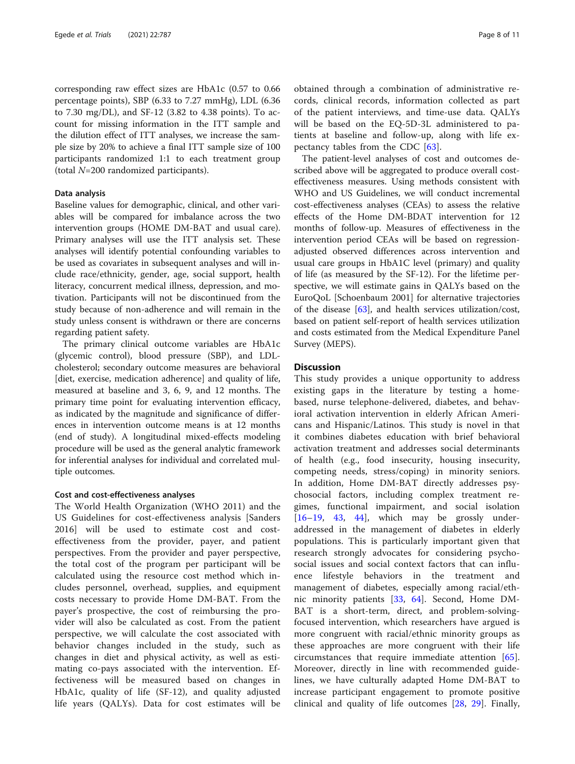corresponding raw effect sizes are HbA1c (0.57 to 0.66 percentage points), SBP (6.33 to 7.27 mmHg), LDL (6.36 to 7.30 mg/DL), and SF-12 (3.82 to 4.38 points). To account for missing information in the ITT sample and the dilution effect of ITT analyses, we increase the sample size by 20% to achieve a final ITT sample size of 100 participants randomized 1:1 to each treatment group (total $N$=200 randomized participants).

#### Data analysis

Baseline values for demographic, clinical, and other variables will be compared for imbalance across the two intervention groups (HOME DM-BAT and usual care). Primary analyses will use the ITT analysis set. These analyses will identify potential confounding variables to be used as covariates in subsequent analyses and will include race/ethnicity, gender, age, social support, health literacy, concurrent medical illness, depression, and motivation. Participants will not be discontinued from the study because of non-adherence and will remain in the study unless consent is withdrawn or there are concerns regarding patient safety.

The primary clinical outcome variables are HbA1c (glycemic control), blood pressure (SBP), and LDL-cholesterol; secondary outcome measures are behavioral [diet, exercise, medication adherence] and quality of life, measured at baseline and 3, 6, 9, and 12 months. The primary time point for evaluating intervention efficacy, as indicated by the magnitude and significance of differences in intervention outcome means is at 12 months (end of study). A longitudinal mixed-effects modeling procedure will be used as the general analytic framework for inferential analyses for individual and correlated multiple outcomes.

#### Cost and cost-effectiveness analyses

The World Health Organization (WHO 2011) and the US Guidelines for cost-effectiveness analysis [Sanders 2016] will be used to estimate cost and cost-effectiveness from the provider, payer, and patient perspectives. From the provider and payer perspective, the total cost of the program per participant will be calculated using the resource cost method which includes personnel, overhead, supplies, and equipment costs necessary to provide Home DM-BAT. From the payer's prospective, the cost of reimbursing the provider will also be calculated as cost. From the patient perspective, we will calculate the cost associated with behavior changes included in the study, such as changes in diet and physical activity, as well as estimating co-pays associated with the intervention. Effectiveness will be measured based on changes in HbA1c, quality of life (SF-12), and quality adjusted life years (QALYs). Data for cost estimates will be obtained through a combination of administrative records, clinical records, information collected as part of the patient interviews, and time-use data. QALYs will be based on the EQ-5D-3L administered to patients at baseline and follow-up, along with life expectancy tables from the CDC [63].

The patient-level analyses of cost and outcomes described above will be aggregated to produce overall cost-effectiveness measures. Using methods consistent with WHO and US Guidelines, we will conduct incremental cost-effectiveness analyses (CEAs) to assess the relative effects of the Home DM-BDAT intervention for 12 months of follow-up. Measures of effectiveness in the intervention period CEAs will be based on regression-adjusted observed differences across intervention and usual care groups in HbA1C level (primary) and quality of life (as measured by the SF-12). For the lifetime perspective, we will estimate gains in QALYs based on the EuroQoL [Schoenbaum 2001] for alternative trajectories of the disease [63], and health services utilization/cost, based on patient self-report of health services utilization and costs estimated from the Medical Expenditure Panel Survey (MEPS).

## Discussion

This study provides a unique opportunity to address existing gaps in the literature by testing a home-based, nurse telephone-delivered, diabetes, and behavioral activation intervention in elderly African Americans and Hispanic/Latinos. This study is novel in that it combines diabetes education with brief behavioral activation treatment and addresses social determinants of health (e.g., food insecurity, housing insecurity, competing needs, stress/coping) in minority seniors. In addition, Home DM-BAT directly addresses psychosocial factors, including complex treatment regimes, functional impairment, and social isolation [16–19, 43, 44], which may be grossly underaddressed in the management of diabetes in elderly populations. This is particularly important given that research strongly advocates for considering psychosocial issues and social context factors that can influence lifestyle behaviors in the treatment and management of diabetes, especially among racial/ethnic minority patients [33, 64]. Second, Home DM-BAT is a short-term, direct, and problem-solving-focused intervention, which researchers have argued is more congruent with racial/ethnic minority groups as these approaches are more congruent with their life circumstances that require immediate attention [65]. Moreover, directly in line with recommended guidelines, we have culturally adapted Home DM-BAT to increase participant engagement to promote positive clinical and quality of life outcomes [28, 29]. Finally,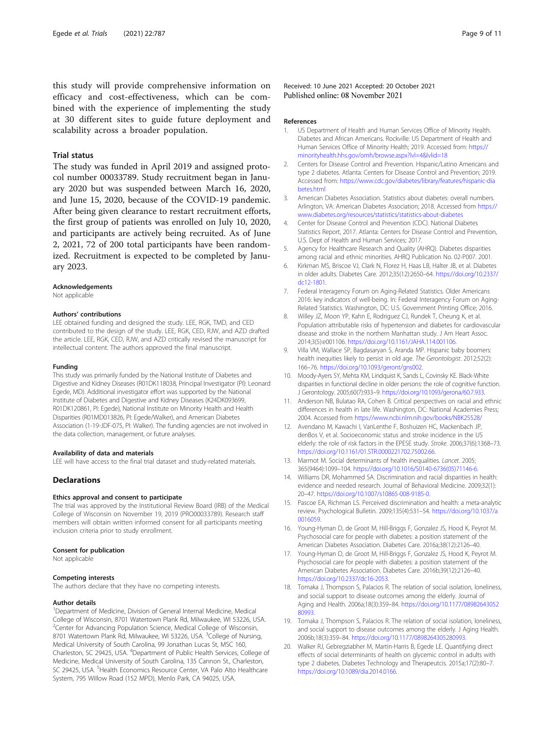this study will provide comprehensive information on efficacy and cost-effectiveness, which can be combined with the experience of implementing the study at 30 different sites to guide future deployment and scalability across a broader population.

## Trial status

The study was funded in April 2019 and assigned protocol number 00033789. Study recruitment began in January 2020 but was suspended between March 16, 2020, and June 15, 2020, because of the COVID-19 pandemic. After being given clearance to restart recruitment efforts, the first group of patients was enrolled on July 10, 2020, and participants are actively being recruited. As of June 2, 2021, 72 of 200 total participants have been randomized. Recruitment is expected to be completed by January 2023.

#### Acknowledgements

Not applicable

#### Authors' contributions

LEE obtained funding and designed the study. LEE, RGK, TMD, and CED contributed to the design of the study. LEE, RGK, CED, RJW, and AZD drafted the article. LEE, RGK, CED, RJW, and AZD critically revised the manuscript for intellectual content. The authors approved the final manuscript.

#### Funding

This study was primarily funded by the National Institute of Diabetes and Digestive and Kidney Diseases (R01DK118038, Principal Investigator (PI): Leonard Egede, MD). Additional investigator effort was supported by the National Institute of Diabetes and Digestive and Kidney Diseases (K24DK093699, R01DK120861, PI: Egede), National Institute on Minority Health and Health Disparities (R01MD013826, PI: Egede/Walker), and American Diabetes Association (1-19-JDF-075, PI: Walker). The funding agencies are not involved in the data collection, management, or future analyses.

#### Availability of data and materials

LEE will have access to the final trial dataset and study-related materials.

## Declarations

#### Ethics approval and consent to participate

The trial was approved by the Institutional Review Board (IRB) of the Medical College of Wisconsin on November 19, 2019 (PRO00033789). Research staff members will obtain written informed consent for all participants meeting inclusion criteria prior to study enrollment.

#### Consent for publication

Not applicable

#### Competing interests

The authors declare that they have no competing interests.

#### Author details

[1]Department of Medicine, Division of General Internal Medicine, Medical College of Wisconsin, 8701 Watertown Plank Rd, Milwaukee, WI 53226, USA. [2]Center for Advancing Population Science, Medical College of Wisconsin, 8701 Watertown Plank Rd, Milwaukee, WI 53226, USA. [3]College of Nursing, Medical University of South Carolina, 99 Jonathan Lucas St, MSC 160, Charleston, SC 29425, USA. [4]Department of Public Health Services, College of Medicine, Medical University of South Carolina, 135 Cannon St., Charleston, SC 29425, USA. [5]Health Economics Resource Center, VA Palo Alto Healthcare System, 795 Willow Road (152 MPD), Menlo Park, CA 94025, USA.

Received: 10 June 2021 Accepted: 20 October 2021
Published online: 08 November 2021

#### References

1. US Department of Health and Human Services Office of Minority Health. Diabetes and African Americans. Rockville: US Department of Health and Human Services Office of Minority Health; 2019. Accessed from: https://minorityhealth.hhs.gov/omh/browse.aspx?lvl=4&lvlid=18
2. Centers for Disease Control and Prevention. Hispanic/Latino Americans and type 2 diabetes. Atlanta: Centers for Disease Control and Prevention; 2019. Accessed from: https://www.cdc.gov/diabetes/library/features/hispanic-diabetes.html
3. American Diabetes Association. Statistics about diabetes: overall numbers. Arlington, VA: American Diabetes Association; 2018. Accessed from https://www.diabetes.org/resources/statistics/statistics-about-diabetes
4. Center for Disease Control and Prevention (CDC). National Diabetes Statistics Report, 2017. Atlanta: Centers for Disease Control and Prevention, U.S. Dept of Health and Human Services; 2017.
5. Agency for Healthcare Research and Quality (AHRQ). Diabetes disparities among racial and ethnic minorities. AHRQ Publication No. 02-P007. 2001.
6. Kirkman MS, Briscoe VJ, Clark N, Florez H, Haas LB, Halter JB, et al. Diabetes in older adults. Diabetes Care. 2012;35(12):2650–64. https://doi.org/10.2337/dc12-1801.
7. Federal Interagency Forum on Aging-Related Statistics. Older Americans 2016: key indicators of well-being. In: Federal Interagency Forum on Aging-Related Statistics. Washington, DC: U.S. Government Printing Office; 2016.
8. Willey JZ, Moon YP, Kahn E, Rodriguez CJ, Rundek T, Cheung K, et al. Population attributable risks of hypertension and diabetes for cardiovascular disease and stroke in the northern Manhattan study. J Am Heart Assoc. 2014;3(5):e001106. https://doi.org/10.1161/JAHA.114.001106.
9. Villa VM, Wallace SP, Bagdasaryan S, Aranda MP. Hispanic baby boomers: health inequities likely to persist in old age. *The Gerontologist*. 2012;52(2):166–76. https://doi.org/10.1093/geront/gns002.
10. Moody-Ayers SY, Mehta KM, Lindquist K, Sands L, Covinsky KE. Black-White disparities in functional decline in older persons: the role of cognitive function. J Gerontology. 2005;60(7):933–9. https://doi.org/10.1093/gerona/60.7.933.
11. Anderson NB, Bulatao RA, Cohen B. Critical perspectives on racial and ethnic differences in health in late life. Washington, DC: National Academies Press; 2004. Accessed from https://www.ncbi.nlm.nih.gov/books/NBK25528/
12. Avendano M, Kawachi I, VanLenthe F, Boshuizen HC, Mackenbach JP, denBos V, et al. Socioeconomic status and stroke incidence in the US elderly: the role of risk factors in the EPESE study. *Stroke*. 2006;37(6):1368–73. https://doi.org/10.1161/01.STR.0000221702.75002.66.
13. Marmot M. Social determinants of health inequalities. *Lancet*. 2005; 365(9464):1099–104. https://doi.org/10.1016/S0140-6736(05)71146-6.
14. Williams DR, Mohammed SA. Discrimination and racial disparities in health: evidence and needed research. Journal of Behavioral Medicine. 2009;32(1):20–47. https://doi.org/10.1007/s10865-008-9185-0.
15. Pascoe EA, Richman LS. Perceived discrimination and health: a meta-analytic review. Psychological Bulletin. 2009;135(4):531–54. https://doi.org/10.1037/a0016059.
16. Young-Hyman D, de Groot M, Hill-Briggs F, Gonzalez JS, Hood K, Peyrot M. Psychosocial care for people with diabetes: a position statement of the American Diabetes Association. Diabetes Care. 2016a;38(12):2126–40.
17. Young-Hyman D, de Groot M, Hill-Briggs F, Gonzalez JS, Hood K, Peyrot M. Psychosocial care for people with diabetes: a position statement of the American Diabetes Association. Diabetes Care. 2016b;39(12):2126–40. https://doi.org/10.2337/dc16-2053.
18. Tomaka J, Thompson S, Palacios R. The relation of social isolation, loneliness, and social support to disease outcomes among the elderly. Journal of Aging and Health. 2006a;18(3):359–84. https://doi.org/10.1177/0898264305280993.
19. Tomaka J, Thompson S, Palacios R. The relation of social isolation, loneliness, and social support to disease outcomes among the elderly. J Aging Health. 2006b;18(3):359–84. https://doi.org/10.1177/0898264305280993.
20. Walker RJ, Gebregziabher M, Martin-Harris B, Egede LE. Quantifying direct effects of social determinants of health on glycemic control in adults with type 2 diabetes. Diabetes Technology and Therapeutcis. 2015a;17(2):80–7. https://doi.org/10.1089/dia.2014.0166.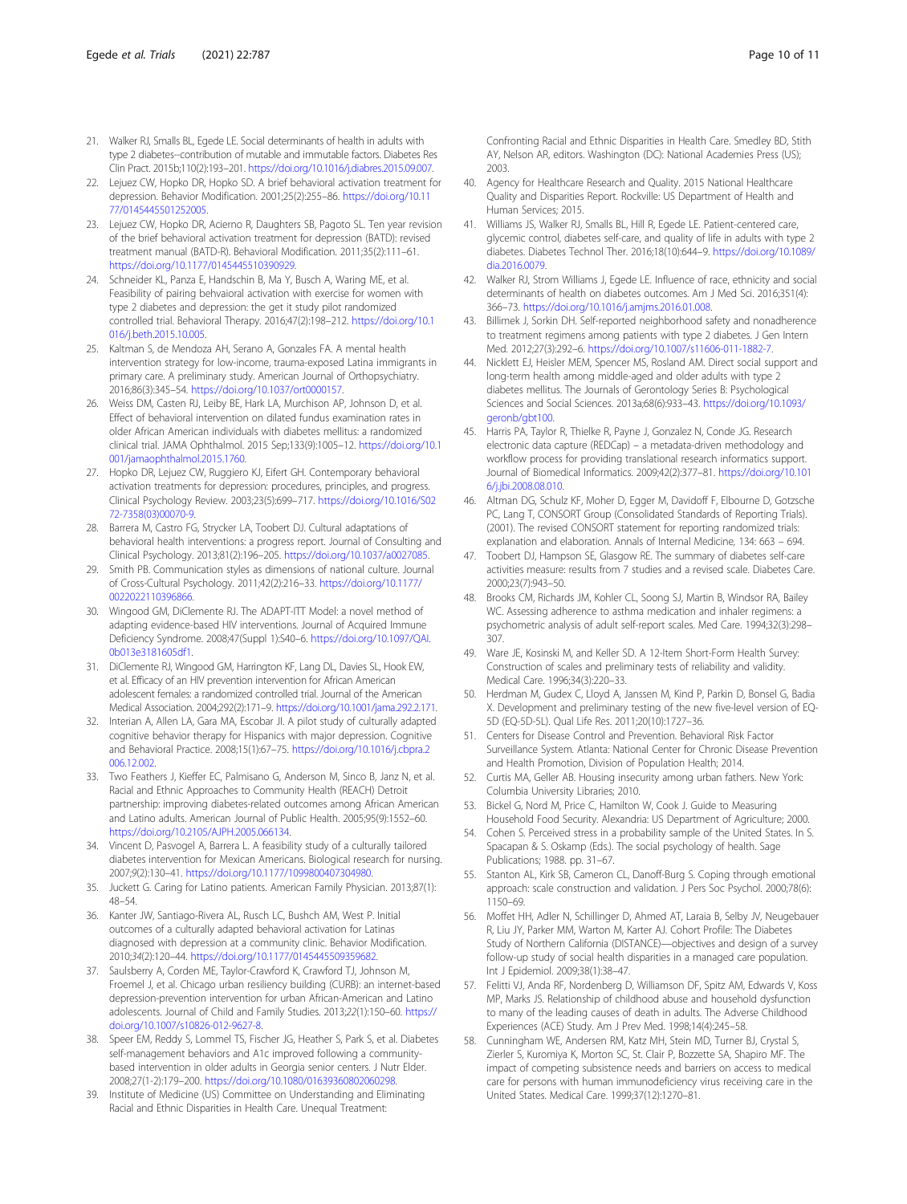21. Walker RJ, Smalls BL, Egede LE. Social determinants of health in adults with type 2 diabetes--contribution of mutable and immutable factors. Diabetes Res Clin Pract. 2015b;110(2):193–201. https://doi.org/10.1016/j.diabres.2015.09.007.
22. Lejuez CW, Hopko DR, Hopko SD. A brief behavioral activation treatment for depression. Behavior Modification. 2001;25(2):255–86. https://doi.org/10.1177/0145445501252005.
23. Lejuez CW, Hopko DR, Acierno R, Daughters SB, Pagoto SL. Ten year revision of the brief behavioral activation treatment for depression (BATD): revised treatment manual (BATD-R). Behavioral Modification. 2011;35(2):111–61. https://doi.org/10.1177/0145445510390929.
24. Schneider KL, Panza E, Handschin B, Ma Y, Busch A, Waring ME, et al. Feasibility of pairing behvaioral activation with exercise for women with type 2 diabetes and depression: the get it study pilot randomized controlled trial. Behavioral Therapy. 2016;47(2):198–212. https://doi.org/10.1016/j.beth.2015.10.005.
25. Kaltman S, de Mendoza AH, Serano A, Gonzales FA. A mental health intervention strategy for low-income, trauma-exposed Latina immigrants in primary care. A preliminary study. American Journal of Orthopsychiatry. 2016;86(3):345–54. https://doi.org/10.1037/ort0000157.
26. Weiss DM, Casten RJ, Leiby BE, Hark LA, Murchison AP, Johnson D, et al. Effect of behavioral intervention on dilated fundus examination rates in older African American individuals with diabetes mellitus: a randomized clinical trial. JAMA Ophthalmol. 2015 Sep;133(9):1005–12. https://doi.org/10.1001/jamaophthalmol.2015.1760.
27. Hopko DR, Lejuez CW, Ruggiero KJ, Eifert GH. Contemporary behavioral activation treatments for depression: procedures, principles, and progress. Clinical Psychology Review. 2003;23(5):699–717. https://doi.org/10.1016/S0272-7358(03)00070-9.
28. Barrera M, Castro FG, Strycker LA, Toobert DJ. Cultural adaptations of behavioral health interventions: a progress report. Journal of Consulting and Clinical Psychology. 2013;81(2):196–205. https://doi.org/10.1037/a0027085.
29. Smith PB. Communication styles as dimensions of national culture. Journal of Cross-Cultural Psychology. 2011;42(2):216–33. https://doi.org/10.1177/0022022110396866.
30. Wingood GM, DiClemente RJ. The ADAPT-ITT Model: a novel method of adapting evidence-based HIV interventions. Journal of Acquired Immune Deficiency Syndrome. 2008;47(Suppl 1):S40–6. https://doi.org/10.1097/QAI.0b013e3181605df1.
31. DiClemente RJ, Wingood GM, Harrington KF, Lang DL, Davies SL, Hook EW, et al. Efficacy of an HIV prevention intervention for African American adolescent females: a randomized controlled trial. Journal of the American Medical Association. 2004;292(2):171–9. https://doi.org/10.1001/jama.292.2.171.
32. Interian A, Allen LA, Gara MA, Escobar JI. A pilot study of culturally adapted cognitive behavior therapy for Hispanics with major depression. Cognitive and Behavioral Practice. 2008;15(1):67–75. https://doi.org/10.1016/j.cbpra.2006.12.002.
33. Two Feathers J, Kieffer EC, Palmisano G, Anderson M, Sinco B, Janz N, et al. Racial and Ethnic Approaches to Community Health (REACH) Detroit partnership: improving diabetes-related outcomes among African American and Latino adults. American Journal of Public Health. 2005;95(9):1552–60. https://doi.org/10.2105/AJPH.2005.066134.
34. Vincent D, Pasvogel A, Barrera L. A feasibility study of a culturally tailored diabetes intervention for Mexican Americans. Biological research for nursing. 2007;9(2):130–41. https://doi.org/10.1177/1099800407304980.
35. Juckett G. Caring for Latino patients. American Family Physician. 2013;87(1):48–54.
36. Kanter JW, Santiago-Rivera AL, Rusch LC, Bushch AM, West P. Initial outcomes of a culturally adapted behavioral activation for Latinas diagnosed with depression at a community clinic. Behavior Modification. 2010;*34*(2):120–44. https://doi.org/10.1177/0145445509359682.
37. Saulsberry A, Corden ME, Taylor-Crawford K, Crawford TJ, Johnson M, Froemel J, et al. Chicago urban resiliency building (CURB): an internet-based depression-prevention intervention for urban African-American and Latino adolescents. Journal of Child and Family Studies. 2013;*22*(1):150–60. https://doi.org/10.1007/s10826-012-9627-8.
38. Speer EM, Reddy S, Lommel TS, Fischer JG, Heather S, Park S, et al. Diabetes self-management behaviors and A1c improved following a community-based intervention in older adults in Georgia senior centers. J Nutr Elder. 2008;27(1-2):179–200. https://doi.org/10.1080/01639360802060298.
39. Institute of Medicine (US) Committee on Understanding and Eliminating Racial and Ethnic Disparities in Health Care. Unequal Treatment: Confronting Racial and Ethnic Disparities in Health Care. Smedley BD, Stith AY, Nelson AR, editors. Washington (DC): National Academies Press (US); 2003.
40. Agency for Healthcare Research and Quality. 2015 National Healthcare Quality and Disparities Report. Rockville: US Department of Health and Human Services; 2015.
41. Williams JS, Walker RJ, Smalls BL, Hill R, Egede LE. Patient-centered care, glycemic control, diabetes self-care, and quality of life in adults with type 2 diabetes. Diabetes Technol Ther. 2016;18(10):644–9. https://doi.org/10.1089/dia.2016.0079.
42. Walker RJ, Strom Williams J, Egede LE. Influence of race, ethnicity and social determinants of health on diabetes outcomes. Am J Med Sci. 2016;351(4):366–73. https://doi.org/10.1016/j.amjms.2016.01.008.
43. Billimek J, Sorkin DH. Self-reported neighborhood safety and nonadherence to treatment regimens among patients with type 2 diabetes. J Gen Intern Med. 2012;27(3):292–6. https://doi.org/10.1007/s11606-011-1882-7.
44. Nicklett EJ, Heisler MEM, Spencer MS, Rosland AM. Direct social support and long-term health among middle-aged and older adults with type 2 diabetes mellitus. The Journals of Gerontology Series B: Psychological Sciences and Social Sciences. 2013a;68(6):933–43. https://doi.org/10.1093/geronb/gbt100.
45. Harris PA, Taylor R, Thielke R, Payne J, Gonzalez N, Conde JG. Research electronic data capture (REDCap) – a metadata-driven methodology and workflow process for providing translational research informatics support. Journal of Biomedical Informatics. 2009;42(2):377–81. https://doi.org/10.1016/j.jbi.2008.08.010.
46. Altman DG, Schulz KF, Moher D, Egger M, Davidoff F, Elbourne D, Gotzsche PC, Lang T, CONSORT Group (Consolidated Standards of Reporting Trials). (2001). The revised CONSORT statement for reporting randomized trials: explanation and elaboration. Annals of Internal Medicine, 134: 663 – 694.
47. Toobert DJ, Hampson SE, Glasgow RE. The summary of diabetes self-care activities measure: results from 7 studies and a revised scale. Diabetes Care. 2000;23(7):943–50.
48. Brooks CM, Richards JM, Kohler CL, Soong SJ, Martin B, Windsor RA, Bailey WC. Assessing adherence to asthma medication and inhaler regimens: a psychometric analysis of adult self-report scales. Med Care. 1994;32(3):298–307.
49. Ware JE, Kosinski M, and Keller SD. A 12-Item Short-Form Health Survey: Construction of scales and preliminary tests of reliability and validity. Medical Care. 1996;34(3):220–33.
50. Herdman M, Gudex C, Lloyd A, Janssen M, Kind P, Parkin D, Bonsel G, Badia X. Development and preliminary testing of the new five-level version of EQ-5D (EQ-5D-5L). Qual Life Res. 2011;20(10):1727–36.
51. Centers for Disease Control and Prevention. Behavioral Risk Factor Surveillance System. Atlanta: National Center for Chronic Disease Prevention and Health Promotion, Division of Population Health; 2014.
52. Curtis MA, Geller AB. Housing insecurity among urban fathers. New York: Columbia University Libraries; 2010.
53. Bickel G, Nord M, Price C, Hamilton W, Cook J. Guide to Measuring Household Food Security. Alexandria: US Department of Agriculture; 2000.
54. Cohen S. Perceived stress in a probability sample of the United States. In S. Spacapan & S. Oskamp (Eds.). The social psychology of health. Sage Publications; 1988. pp. 31–67.
55. Stanton AL, Kirk SB, Cameron CL, Danoff-Burg S. Coping through emotional approach: scale construction and validation. J Pers Soc Psychol. 2000;78(6):1150–69.
56. Moffet HH, Adler N, Schillinger D, Ahmed AT, Laraia B, Selby JV, Neugebauer R, Liu JY, Parker MM, Warton M, Karter AJ. Cohort Profile: The Diabetes Study of Northern California (DISTANCE)—objectives and design of a survey follow-up study of social health disparities in a managed care population. Int J Epidemiol. 2009;38(1):38–47.
57. Felitti VJ, Anda RF, Nordenberg D, Williamson DF, Spitz AM, Edwards V, Koss MP, Marks JS. Relationship of childhood abuse and household dysfunction to many of the leading causes of death in adults. The Adverse Childhood Experiences (ACE) Study. Am J Prev Med. 1998;14(4):245–58.
58. Cunningham WE, Andersen RM, Katz MH, Stein MD, Turner BJ, Crystal S, Zierler S, Kuromiya K, Morton SC, St. Clair P, Bozzette SA, Shapiro MF. The impact of competing subsistence needs and barriers on access to medical care for persons with human immunodeficiency virus receiving care in the United States. Medical Care. 1999;37(12):1270–81.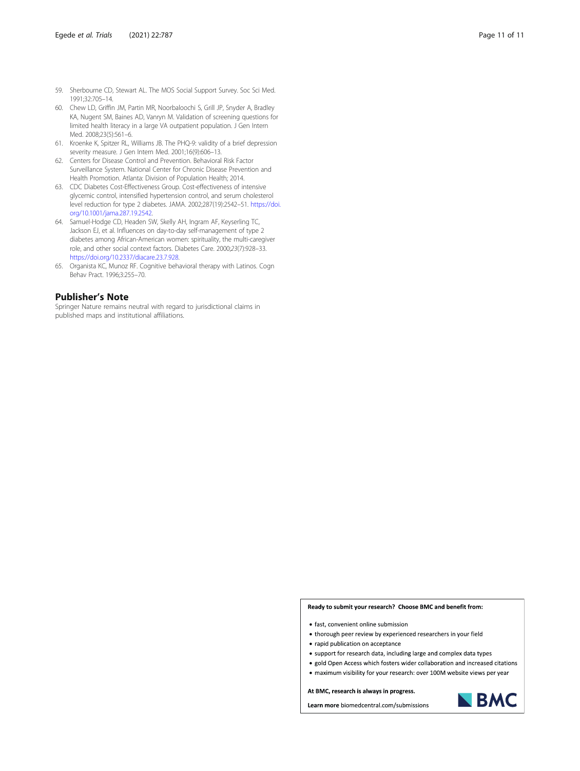59. Sherbourne CD, Stewart AL. The MOS Social Support Survey. Soc Sci Med. 1991;32:705–14.
60. Chew LD, Griffin JM, Partin MR, Noorbaloochi S, Grill JP, Snyder A, Bradley KA, Nugent SM, Baines AD, Vanryn M. Validation of screening questions for limited health literacy in a large VA outpatient population. J Gen Intern Med. 2008;23(5):561–6.
61. Kroenke K, Spitzer RL, Williams JB. The PHQ-9: validity of a brief depression severity measure. J Gen Intern Med. 2001;16(9):606–13.
62. Centers for Disease Control and Prevention. Behavioral Risk Factor Surveillance System. National Center for Chronic Disease Prevention and Health Promotion. Atlanta: Division of Population Health; 2014.
63. CDC Diabetes Cost-Effectiveness Group. Cost-effectiveness of intensive glycemic control, intensified hypertension control, and serum cholesterol level reduction for type 2 diabetes. JAMA. 2002;287(19):2542–51. https://doi.org/10.1001/jama.287.19.2542.
64. Samuel-Hodge CD, Headen SW, Skelly AH, Ingram AF, Keyserling TC, Jackson EJ, et al. Influences on day-to-day self-management of type 2 diabetes among African-American women: spirituality, the multi-caregiver role, and other social context factors. Diabetes Care. 2000;*23*(7):928–33. https://doi.org/10.2337/diacare.23.7.928.
65. Organista KC, Munoz RF. Cognitive behavioral therapy with Latinos. Cogn Behav Pract. 1996;3:255–70.

## Publisher's Note

Springer Nature remains neutral with regard to jurisdictional claims in published maps and institutional affiliations.

**Ready to submit your research? Choose BMC and benefit from:**

- fast, convenient online submission
- thorough peer review by experienced researchers in your field
- rapid publication on acceptance
- support for research data, including large and complex data types
- gold Open Access which fosters wider collaboration and increased citations
- maximum visibility for your research: over 100M website views per year

**At BMC, research is always in progress.**

**Learn more** biomedcentral.com/submissions

BMC